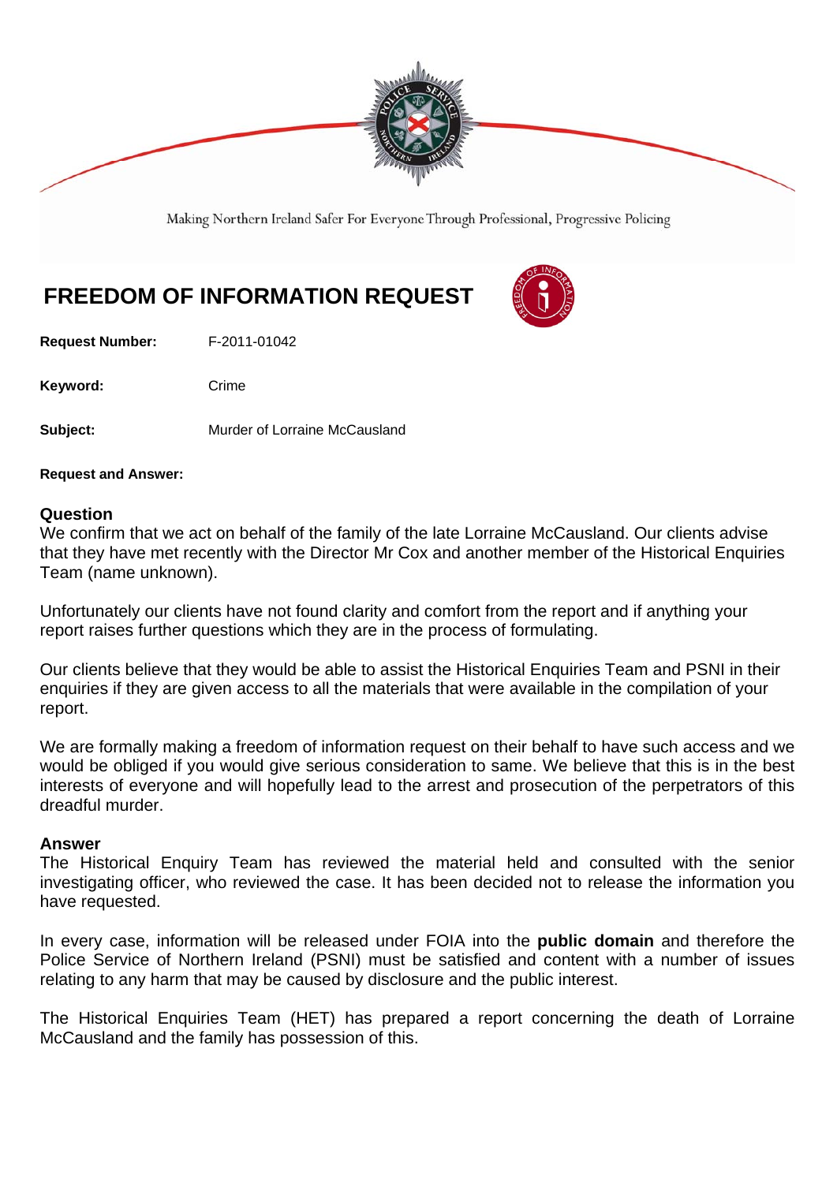Making Northern Ireland Safer For Everyone Through Professional, Progressive Policing

# FREEDOM OF INFORMATION REQUEST

**Request Number:** F-2011-01042

**Keyword:** Crime

**Subject:** Murder of Lorraine McCausland

**Request and Answer:**

## Question

We confirm that we act on behalf of the family of the late Lorraine McCausland. Our clients advise that they have met recently with the Director Mr Cox and another member of the Historical Enquiries Team (name unknown).

Unfortunately our clients have not found clarity and comfort from the report and if anything your report raises further questions which they are in the process of formulating.

Our clients believe that they would be able to assist the Historical Enquiries Team and PSNI in their enquiries if they are given access to all the materials that were available in the compilation of your report.

We are formally making a freedom of information request on their behalf to have such access and we would be obliged if you would give serious consideration to same. We believe that this is in the best interests of everyone and will hopefully lead to the arrest and prosecution of the perpetrators of this dreadful murder.

## Answer

The Historical Enquiry Team has reviewed the material held and consulted with the senior investigating officer, who reviewed the case. It has been decided not to release the information you have requested.

In every case, information will be released under FOIA into the **public domain** and therefore the Police Service of Northern Ireland (PSNI) must be satisfied and content with a number of issues relating to any harm that may be caused by disclosure and the public interest.

The Historical Enquiries Team (HET) has prepared a report concerning the death of Lorraine McCausland and the family has possession of this.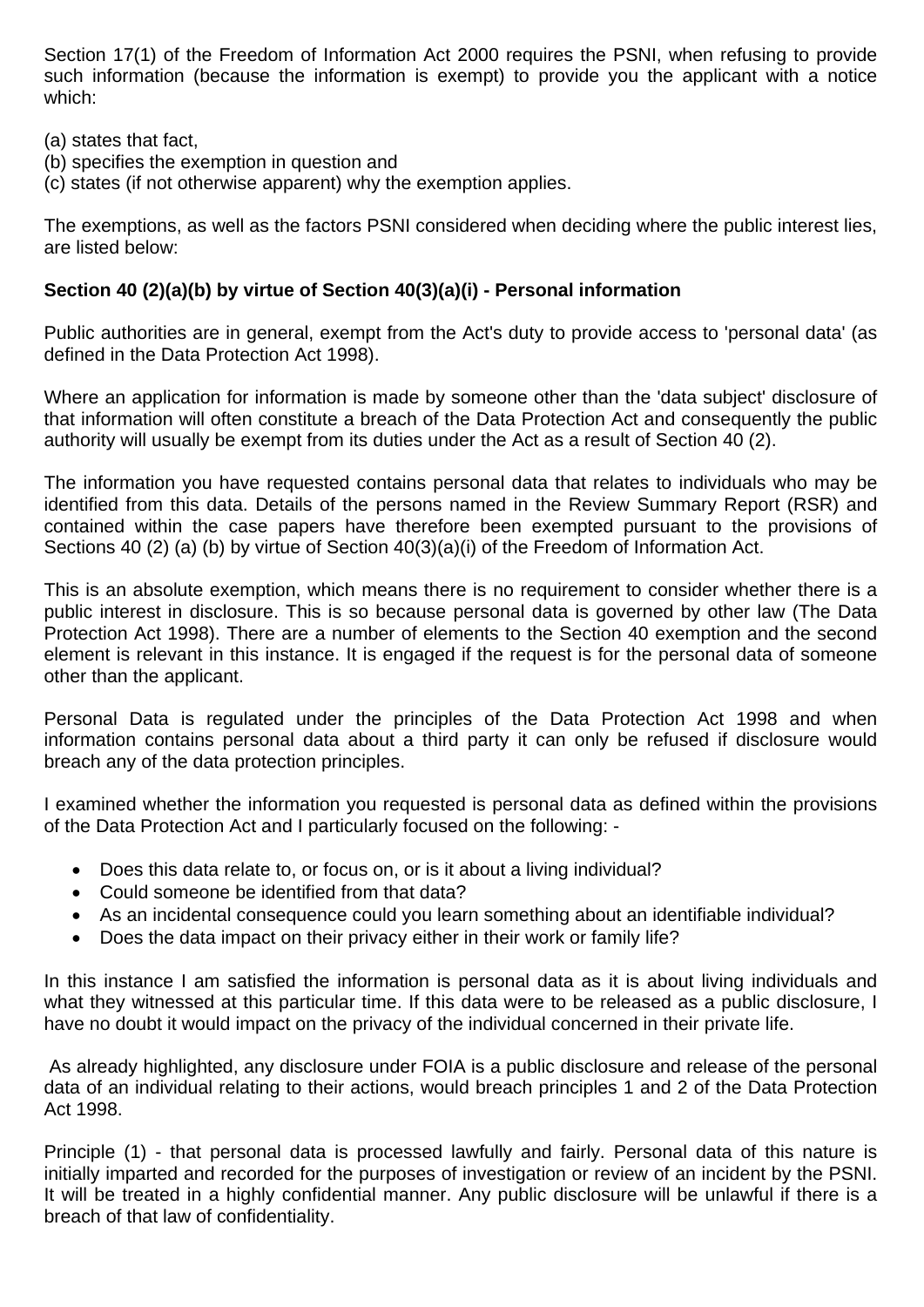Section 17(1) of the Freedom of Information Act 2000 requires the PSNI, when refusing to provide such information (because the information is exempt) to provide you the applicant with a notice which:

(a) states that fact,
(b) specifies the exemption in question and
(c) states (if not otherwise apparent) why the exemption applies.

The exemptions, as well as the factors PSNI considered when deciding where the public interest lies, are listed below:

**Section 40 (2)(a)(b) by virtue of Section 40(3)(a)(i) - Personal information**

Public authorities are in general, exempt from the Act's duty to provide access to 'personal data' (as defined in the Data Protection Act 1998).

Where an application for information is made by someone other than the 'data subject' disclosure of that information will often constitute a breach of the Data Protection Act and consequently the public authority will usually be exempt from its duties under the Act as a result of Section 40 (2).

The information you have requested contains personal data that relates to individuals who may be identified from this data. Details of the persons named in the Review Summary Report (RSR) and contained within the case papers have therefore been exempted pursuant to the provisions of Sections 40 (2) (a) (b) by virtue of Section 40(3)(a)(i) of the Freedom of Information Act.

This is an absolute exemption, which means there is no requirement to consider whether there is a public interest in disclosure. This is so because personal data is governed by other law (The Data Protection Act 1998). There are a number of elements to the Section 40 exemption and the second element is relevant in this instance. It is engaged if the request is for the personal data of someone other than the applicant.

Personal Data is regulated under the principles of the Data Protection Act 1998 and when information contains personal data about a third party it can only be refused if disclosure would breach any of the data protection principles.

I examined whether the information you requested is personal data as defined within the provisions of the Data Protection Act and I particularly focused on the following: -

- Does this data relate to, or focus on, or is it about a living individual?
- Could someone be identified from that data?
- As an incidental consequence could you learn something about an identifiable individual?
- Does the data impact on their privacy either in their work or family life?

In this instance I am satisfied the information is personal data as it is about living individuals and what they witnessed at this particular time. If this data were to be released as a public disclosure, I have no doubt it would impact on the privacy of the individual concerned in their private life.

As already highlighted, any disclosure under FOIA is a public disclosure and release of the personal data of an individual relating to their actions, would breach principles 1 and 2 of the Data Protection Act 1998.

Principle (1) - that personal data is processed lawfully and fairly. Personal data of this nature is initially imparted and recorded for the purposes of investigation or review of an incident by the PSNI. It will be treated in a highly confidential manner. Any public disclosure will be unlawful if there is a breach of that law of confidentiality.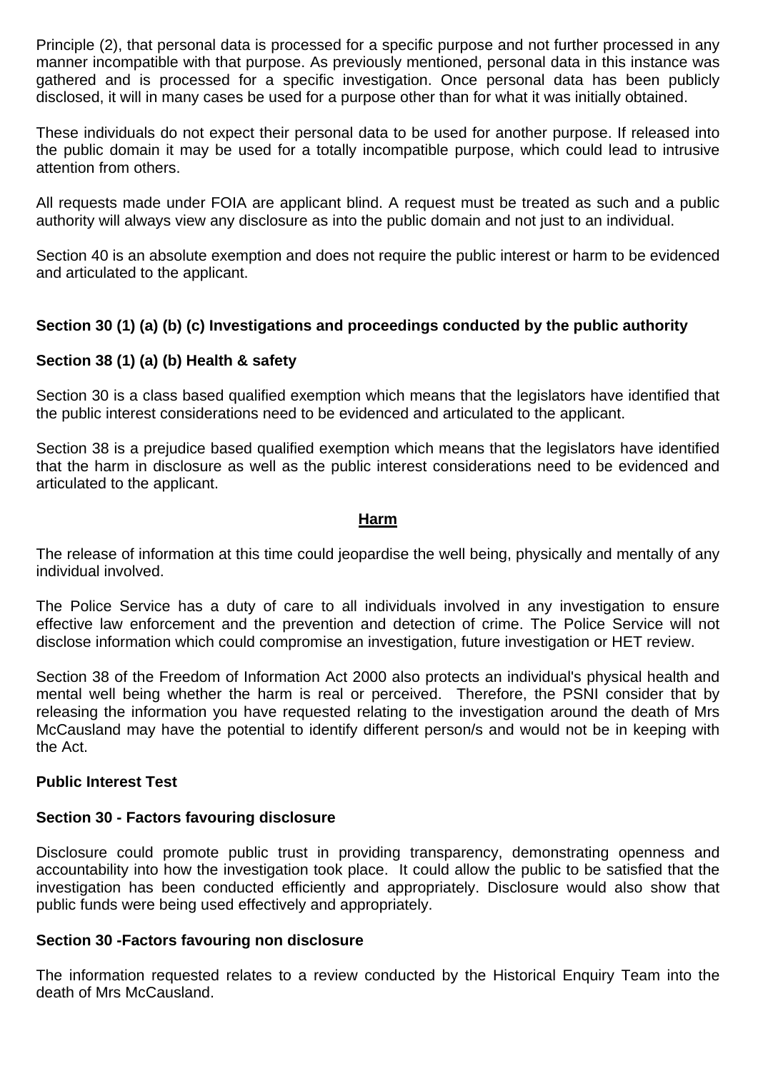Principle (2), that personal data is processed for a specific purpose and not further processed in any manner incompatible with that purpose. As previously mentioned, personal data in this instance was gathered and is processed for a specific investigation. Once personal data has been publicly disclosed, it will in many cases be used for a purpose other than for what it was initially obtained.

These individuals do not expect their personal data to be used for another purpose. If released into the public domain it may be used for a totally incompatible purpose, which could lead to intrusive attention from others.

All requests made under FOIA are applicant blind. A request must be treated as such and a public authority will always view any disclosure as into the public domain and not just to an individual.

Section 40 is an absolute exemption and does not require the public interest or harm to be evidenced and articulated to the applicant.

**Section 30 (1) (a) (b) (c) Investigations and proceedings conducted by the public authority**

**Section 38 (1) (a) (b) Health & safety**

Section 30 is a class based qualified exemption which means that the legislators have identified that the public interest considerations need to be evidenced and articulated to the applicant.

Section 38 is a prejudice based qualified exemption which means that the legislators have identified that the harm in disclosure as well as the public interest considerations need to be evidenced and articulated to the applicant.

**Harm**

The release of information at this time could jeopardise the well being, physically and mentally of any individual involved.

The Police Service has a duty of care to all individuals involved in any investigation to ensure effective law enforcement and the prevention and detection of crime. The Police Service will not disclose information which could compromise an investigation, future investigation or HET review.

Section 38 of the Freedom of Information Act 2000 also protects an individual's physical health and mental well being whether the harm is real or perceived. Therefore, the PSNI consider that by releasing the information you have requested relating to the investigation around the death of Mrs McCausland may have the potential to identify different person/s and would not be in keeping with the Act.

**Public Interest Test**

**Section 30 - Factors favouring disclosure**

Disclosure could promote public trust in providing transparency, demonstrating openness and accountability into how the investigation took place. It could allow the public to be satisfied that the investigation has been conducted efficiently and appropriately. Disclosure would also show that public funds were being used effectively and appropriately.

**Section 30 -Factors favouring non disclosure**

The information requested relates to a review conducted by the Historical Enquiry Team into the death of Mrs McCausland.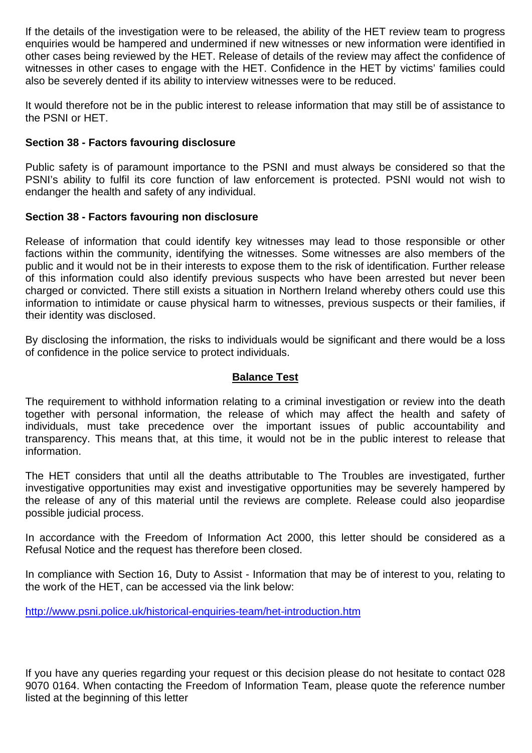If the details of the investigation were to be released, the ability of the HET review team to progress enquiries would be hampered and undermined if new witnesses or new information were identified in other cases being reviewed by the HET. Release of details of the review may affect the confidence of witnesses in other cases to engage with the HET. Confidence in the HET by victims' families could also be severely dented if its ability to interview witnesses were to be reduced.

It would therefore not be in the public interest to release information that may still be of assistance to the PSNI or HET.

**Section 38 - Factors favouring disclosure**

Public safety is of paramount importance to the PSNI and must always be considered so that the PSNI's ability to fulfil its core function of law enforcement is protected. PSNI would not wish to endanger the health and safety of any individual.

**Section 38 - Factors favouring non disclosure**

Release of information that could identify key witnesses may lead to those responsible or other factions within the community, identifying the witnesses. Some witnesses are also members of the public and it would not be in their interests to expose them to the risk of identification. Further release of this information could also identify previous suspects who have been arrested but never been charged or convicted. There still exists a situation in Northern Ireland whereby others could use this information to intimidate or cause physical harm to witnesses, previous suspects or their families, if their identity was disclosed.

By disclosing the information, the risks to individuals would be significant and there would be a loss of confidence in the police service to protect individuals.

## Balance Test

The requirement to withhold information relating to a criminal investigation or review into the death together with personal information, the release of which may affect the health and safety of individuals, must take precedence over the important issues of public accountability and transparency. This means that, at this time, it would not be in the public interest to release that information.

The HET considers that until all the deaths attributable to The Troubles are investigated, further investigative opportunities may exist and investigative opportunities may be severely hampered by the release of any of this material until the reviews are complete. Release could also jeopardise possible judicial process.

In accordance with the Freedom of Information Act 2000, this letter should be considered as a Refusal Notice and the request has therefore been closed.

In compliance with Section 16, Duty to Assist - Information that may be of interest to you, relating to the work of the HET, can be accessed via the link below:

http://www.psni.police.uk/historical-enquiries-team/het-introduction.htm

If you have any queries regarding your request or this decision please do not hesitate to contact 028 9070 0164. When contacting the Freedom of Information Team, please quote the reference number listed at the beginning of this letter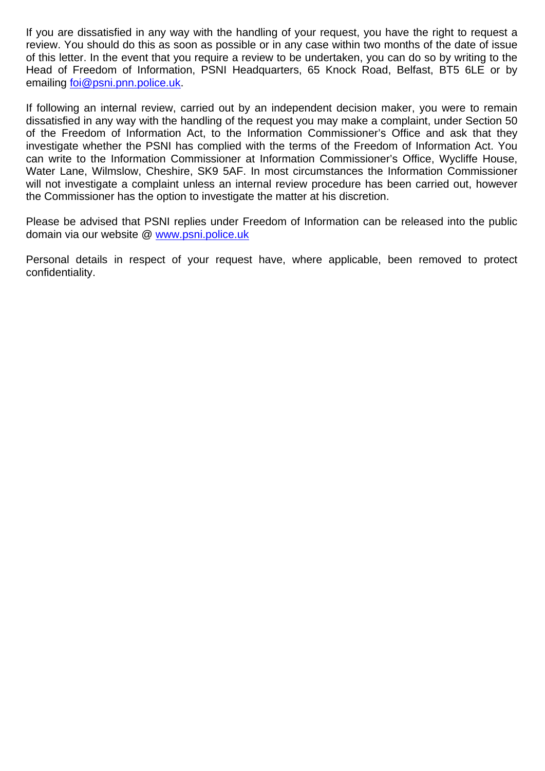If you are dissatisfied in any way with the handling of your request, you have the right to request a review. You should do this as soon as possible or in any case within two months of the date of issue of this letter. In the event that you require a review to be undertaken, you can do so by writing to the Head of Freedom of Information, PSNI Headquarters, 65 Knock Road, Belfast, BT5 6LE or by emailing foi@psni.pnn.police.uk.

If following an internal review, carried out by an independent decision maker, you were to remain dissatisfied in any way with the handling of the request you may make a complaint, under Section 50 of the Freedom of Information Act, to the Information Commissioner's Office and ask that they investigate whether the PSNI has complied with the terms of the Freedom of Information Act. You can write to the Information Commissioner at Information Commissioner's Office, Wycliffe House, Water Lane, Wilmslow, Cheshire, SK9 5AF. In most circumstances the Information Commissioner will not investigate a complaint unless an internal review procedure has been carried out, however the Commissioner has the option to investigate the matter at his discretion.

Please be advised that PSNI replies under Freedom of Information can be released into the public domain via our website @ www.psni.police.uk

Personal details in respect of your request have, where applicable, been removed to protect confidentiality.